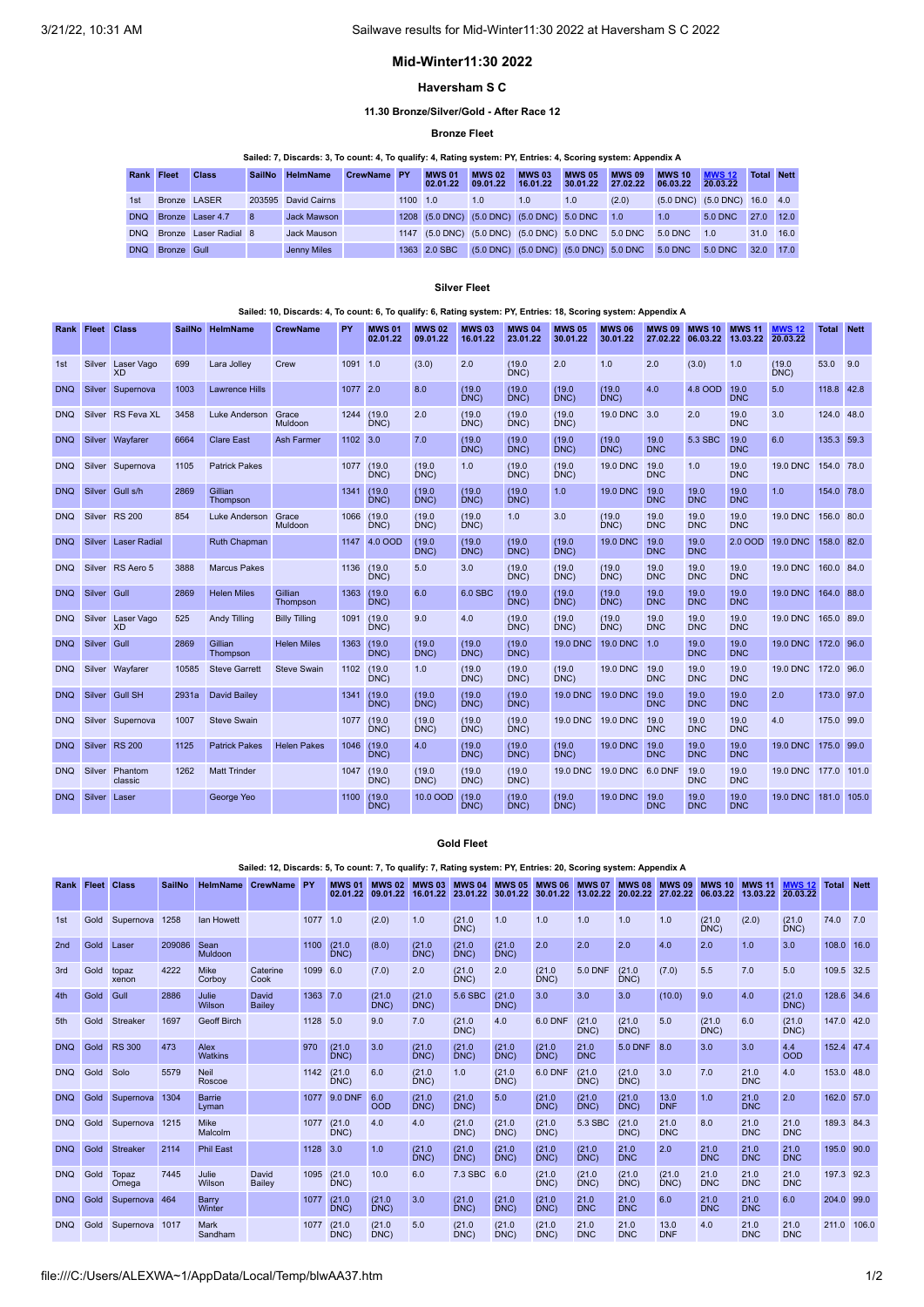# Mid-Winter11:30 2022

## Haversham S C

### 11.30 Bronze/Silver/Gold - After Race 12

#### Bronze Fleet

Sailed: 7, Discards: 3, To count: 4, To qualify: 4, Rating system: PY, Entries: 4, Scoring system: Appendix A

| Rank | Fleet | Class | SailNo | HelmName | CrewName | PY | MWS 01 02.01.22 | MWS 02 09.01.22 | MWS 03 16.01.22 | MWS 05 30.01.22 | MWS 09 27.02.22 | MWS 10 06.03.22 | MWS 12 20.03.22 | Total | Nett |
|---|---|---|---|---|---|---|---|---|---|---|---|---|---|---|---|
| 1st | Bronze | LASER | 203595 | David Cairns | | 1100 | 1.0 | 1.0 | 1.0 | 1.0 | (2.0) | (5.0 DNC) | (5.0 DNC) | 16.0 | 4.0 |
| DNQ | Bronze | Laser 4.7 | 8 | Jack Mawson | | 1208 | (5.0 DNC) | (5.0 DNC) | (5.0 DNC) | 5.0 DNC | 1.0 | 1.0 | 5.0 DNC | 27.0 | 12.0 |
| DNQ | Bronze | Laser Radial | 8 | Jack Mauson | | 1147 | (5.0 DNC) | (5.0 DNC) | (5.0 DNC) | 5.0 DNC | 5.0 DNC | 5.0 DNC | 1.0 | 31.0 | 16.0 |
| DNQ | Bronze | Gull | | Jenny Miles | | 1363 | 2.0 SBC | (5.0 DNC) | (5.0 DNC) | (5.0 DNC) | 5.0 DNC | 5.0 DNC | 5.0 DNC | 32.0 | 17.0 |

#### Silver Fleet

Sailed: 10, Discards: 4, To count: 6, To qualify: 6, Rating system: PY, Entries: 18, Scoring system: Appendix A

| Rank | Fleet | Class | SailNo | HelmName | CrewName | PY | MWS 01 02.01.22 | MWS 02 09.01.22 | MWS 03 16.01.22 | MWS 04 23.01.22 | MWS 05 30.01.22 | MWS 06 30.01.22 | MWS 09 27.02.22 | MWS 10 06.03.22 | MWS 11 13.03.22 | MWS 12 20.03.22 | Total | Nett |
|---|---|---|---|---|---|---|---|---|---|---|---|---|---|---|---|---|---|---|
| 1st | Silver | Laser Vago XD | 699 | Lara Jolley | Crew | 1091 | 1.0 | (3.0) | 2.0 | (19.0 DNC) | 2.0 | 1.0 | 2.0 | (3.0) | 1.0 | (19.0 DNC) | 53.0 | 9.0 |
| DNQ | Silver | Supernova | 1003 | Lawrence Hills | | 1077 | 2.0 | 8.0 | (19.0 DNC) | (19.0 DNC) | (19.0 DNC) | (19.0 DNC) | 4.0 | 4.8 OOD | 19.0 DNC | 5.0 | 118.8 | 42.8 |
| DNQ | Silver | RS Feva XL | 3458 | Luke Anderson | Grace Muldoon | 1244 | (19.0 DNC) | 2.0 | (19.0 DNC) | (19.0 DNC) | (19.0 DNC) | 19.0 DNC | 3.0 | 2.0 | 19.0 DNC | 3.0 | 124.0 | 48.0 |
| DNQ | Silver | Wayfarer | 6664 | Clare East | Ash Farmer | 1102 | 3.0 | 7.0 | (19.0 DNC) | (19.0 DNC) | (19.0 DNC) | (19.0 DNC) | 19.0 DNC | 5.3 SBC | 19.0 DNC | 6.0 | 135.3 | 59.3 |
| DNQ | Silver | Supernova | 1105 | Patrick Pakes | | 1077 | (19.0 DNC) | (19.0 DNC) | 1.0 | (19.0 DNC) | (19.0 DNC) | 19.0 DNC | 19.0 DNC | 1.0 | 19.0 DNC | 19.0 DNC | 154.0 | 78.0 |
| DNQ | Silver | Gull s/h | 2869 | Gillian Thompson | | 1341 | (19.0 DNC) | (19.0 DNC) | (19.0 DNC) | (19.0 DNC) | 1.0 | 19.0 DNC | 19.0 DNC | 19.0 DNC | 19.0 DNC | 1.0 | 154.0 | 78.0 |
| DNQ | Silver | RS 200 | 854 | Luke Anderson | Grace Muldoon | 1066 | (19.0 DNC) | (19.0 DNC) | (19.0 DNC) | 1.0 | 3.0 | (19.0 DNC) | 19.0 DNC | 19.0 DNC | 19.0 DNC | 19.0 DNC | 156.0 | 80.0 |
| DNQ | Silver | Laser Radial | | Ruth Chapman | | 1147 | 4.0 OOD | (19.0 DNC) | (19.0 DNC) | (19.0 DNC) | (19.0 DNC) | 19.0 DNC | 19.0 DNC | 19.0 DNC | 2.0 OOD | 19.0 DNC | 158.0 | 82.0 |
| DNQ | Silver | RS Aero 5 | 3888 | Marcus Pakes | | 1136 | (19.0 DNC) | 5.0 | 3.0 | (19.0 DNC) | (19.0 DNC) | (19.0 DNC) | 19.0 DNC | 19.0 DNC | 19.0 DNC | 19.0 DNC | 160.0 | 84.0 |
| DNQ | Silver | Gull | 2869 | Helen Miles | Gillian Thompson | 1363 | (19.0 DNC) | 6.0 | 6.0 SBC | (19.0 DNC) | (19.0 DNC) | (19.0 DNC) | 19.0 DNC | 19.0 DNC | 19.0 DNC | 19.0 DNC | 164.0 | 88.0 |
| DNQ | Silver | Laser Vago XD | 525 | Andy Tilling | Billy Tilling | 1091 | (19.0 DNC) | 9.0 | 4.0 | (19.0 DNC) | (19.0 DNC) | (19.0 DNC) | 19.0 DNC | 19.0 DNC | 19.0 DNC | 19.0 DNC | 165.0 | 89.0 |
| DNQ | Silver | Gull | 2869 | Gillian Thompson | Helen Miles | 1363 | (19.0 DNC) | (19.0 DNC) | (19.0 DNC) | (19.0 DNC) | 19.0 DNC | 19.0 DNC | 1.0 | 19.0 DNC | 19.0 DNC | 19.0 DNC | 172.0 | 96.0 |
| DNQ | Silver | Wayfarer | 10585 | Steve Garrett | Steve Swain | 1102 | (19.0 DNC) | 1.0 | (19.0 DNC) | (19.0 DNC) | (19.0 DNC) | 19.0 DNC | 19.0 DNC | 19.0 DNC | 19.0 DNC | 19.0 DNC | 172.0 | 96.0 |
| DNQ | Silver | Gull SH | 2931a | David Bailey | | 1341 | (19.0 DNC) | (19.0 DNC) | (19.0 DNC) | (19.0 DNC) | 19.0 DNC | 19.0 DNC | 19.0 DNC | 19.0 DNC | 19.0 DNC | 2.0 | 173.0 | 97.0 |
| DNQ | Silver | Supernova | 1007 | Steve Swain | | 1077 | (19.0 DNC) | (19.0 DNC) | (19.0 DNC) | (19.0 DNC) | 19.0 DNC | 19.0 DNC | 19.0 DNC | 19.0 DNC | 19.0 DNC | 4.0 | 175.0 | 99.0 |
| DNQ | Silver | RS 200 | 1125 | Patrick Pakes | Helen Pakes | 1046 | (19.0 DNC) | 4.0 | (19.0 DNC) | (19.0 DNC) | (19.0 DNC) | 19.0 DNC | 19.0 DNC | 19.0 DNC | 19.0 DNC | 19.0 DNC | 175.0 | 99.0 |
| DNQ | Silver | Phantom classic | 1262 | Matt Trinder | | 1047 | (19.0 DNC) | (19.0 DNC) | (19.0 DNC) | (19.0 DNC) | 19.0 DNC | 19.0 DNC | 6.0 DNF | 19.0 DNC | 19.0 DNC | 19.0 DNC | 177.0 | 101.0 |
| DNQ | Silver | Laser | | George Yeo | | 1100 | (19.0 DNC) | 10.0 OOD | (19.0 DNC) | (19.0 DNC) | (19.0 DNC) | 19.0 DNC | 19.0 DNC | 19.0 DNC | 19.0 DNC | 19.0 DNC | 181.0 | 105.0 |

#### Gold Fleet

Sailed: 12, Discards: 5, To count: 7, To qualify: 7, Rating system: PY, Entries: 20, Scoring system: Appendix A

| Rank | Fleet | Class | SailNo | HelmName | CrewName | PY | MWS 01 02.01.22 | MWS 02 09.01.22 | MWS 03 16.01.22 | MWS 04 23.01.22 | MWS 05 30.01.22 | MWS 06 30.01.22 | MWS 07 13.02.22 | MWS 08 20.02.22 | MWS 09 27.02.22 | MWS 10 06.03.22 | MWS 11 13.03.22 | MWS 12 20.03.22 | Total | Nett |
|---|---|---|---|---|---|---|---|---|---|---|---|---|---|---|---|---|---|---|---|---|
| 1st | Gold | Supernova | 1258 | Ian Howett | | 1077 | 1.0 | (2.0) | 1.0 | (21.0 DNC) | 1.0 | 1.0 | 1.0 | 1.0 | 1.0 | (21.0 DNC) | (2.0) | (21.0 DNC) | 74.0 | 7.0 |
| 2nd | Gold | Laser | 209086 | Sean Muldoon | | 1100 | (21.0 DNC) | (8.0) | (21.0 DNC) | (21.0 DNC) | (21.0 DNC) | 2.0 | 2.0 | 2.0 | 4.0 | 2.0 | 1.0 | 3.0 | 108.0 | 16.0 |
| 3rd | Gold | topaz xenon | 4222 | Mike Corboy | Caterine Cook | 1099 | 6.0 | (7.0) | 2.0 | (21.0 DNC) | 2.0 | (21.0 DNC) | 5.0 DNF | (21.0 DNC) | (7.0) | 5.5 | 7.0 | 5.0 | 109.5 | 32.5 |
| 4th | Gold | Gull | 2886 | Julie Wilson | David Bailey | 1363 | 7.0 | (21.0 DNC) | (21.0 DNC) | 5.6 SBC | (21.0 DNC) | 3.0 | 3.0 | 3.0 | (10.0) | 9.0 | 4.0 | (21.0 DNC) | 128.6 | 34.6 |
| 5th | Gold | Streaker | 1697 | Geoff Birch | | 1128 | 5.0 | 9.0 | 7.0 | (21.0 DNC) | 4.0 | 6.0 DNF | (21.0 DNC) | (21.0 DNC) | 5.0 | (21.0 DNC) | 6.0 | (21.0 DNC) | 147.0 | 42.0 |
| DNQ | Gold | RS 300 | 473 | Alex Watkins | | 970 | (21.0 DNC) | 3.0 | (21.0 DNC) | (21.0 DNC) | (21.0 DNC) | (21.0 DNC) | 21.0 DNC | 5.0 DNF | 8.0 | 3.0 | 3.0 | 4.4 OOD | 152.4 | 47.4 |
| DNQ | Gold | Solo | 5579 | Neil Roscoe | | 1142 | (21.0 DNC) | 6.0 | (21.0 DNC) | 1.0 | (21.0 DNC) | 6.0 DNF | (21.0 DNC) | (21.0 DNC) | 3.0 | 7.0 | 21.0 DNC | 4.0 | 153.0 | 48.0 |
| DNQ | Gold | Supernova | 1304 | Barrie Lyman | | 1077 | 9.0 DNF | 6.0 OOD | (21.0 DNC) | (21.0 DNC) | 5.0 | (21.0 DNC) | (21.0 DNC) | (21.0 DNC) | 13.0 DNF | 1.0 | 21.0 DNC | 2.0 | 162.0 | 57.0 |
| DNQ | Gold | Supernova | 1215 | Mike Malcolm | | 1077 | (21.0 DNC) | 4.0 | 4.0 | (21.0 DNC) | (21.0 DNC) | (21.0 DNC) | 5.3 SBC | (21.0 DNC) | 21.0 DNC | 8.0 | 21.0 DNC | 21.0 DNC | 189.3 | 84.3 |
| DNQ | Gold | Streaker | 2114 | Phil East | | 1128 | 3.0 | 1.0 | (21.0 DNC) | (21.0 DNC) | (21.0 DNC) | (21.0 DNC) | (21.0 DNC) | 21.0 DNC | 2.0 | 21.0 DNC | 21.0 DNC | 21.0 DNC | 195.0 | 90.0 |
| DNQ | Gold | Topaz Omega | 7445 | Julie Wilson | David Bailey | 1095 | (21.0 DNC) | 10.0 | 6.0 | 7.3 SBC | 6.0 | (21.0 DNC) | (21.0 DNC) | (21.0 DNC) | (21.0 DNC) | 21.0 DNC | 21.0 DNC | 21.0 DNC | 197.3 | 92.3 |
| DNQ | Gold | Supernova | 464 | Barry Winter | | 1077 | (21.0 DNC) | (21.0 DNC) | 3.0 | (21.0 DNC) | (21.0 DNC) | (21.0 DNC) | 21.0 DNC | 21.0 DNC | 6.0 | 21.0 DNC | 21.0 DNC | 6.0 | 204.0 | 99.0 |
| DNQ | Gold | Supernova | 1017 | Mark Sandham | | 1077 | (21.0 DNC) | (21.0 DNC) | 5.0 | (21.0 DNC) | (21.0 DNC) | (21.0 DNC) | 21.0 DNC | 21.0 DNC | 13.0 DNF | 4.0 | 21.0 DNC | 21.0 DNC | 211.0 | 106.0 |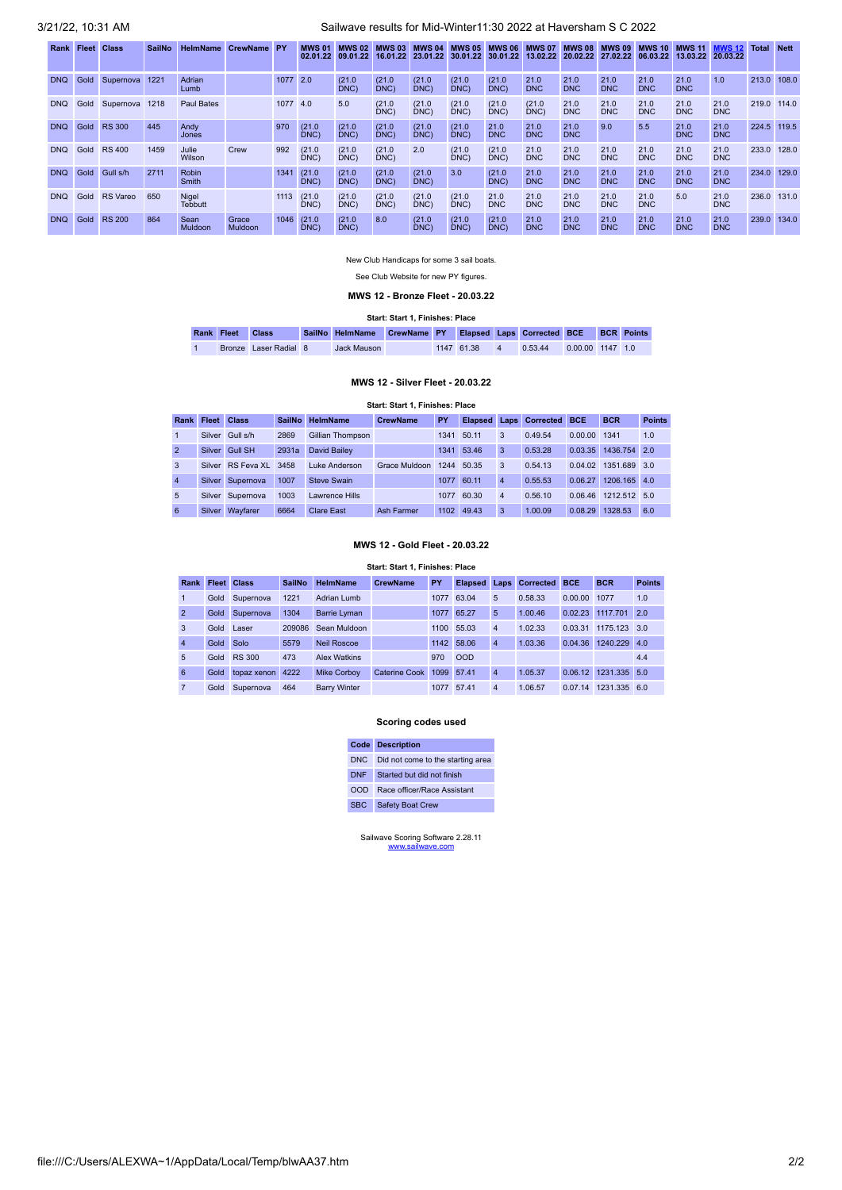| Rank | Fleet | Class | SailNo | HelmName | CrewName | PY | MWS 01 02.01.22 | MWS 02 09.01.22 | MWS 03 16.01.22 | MWS 04 23.01.22 | MWS 05 30.01.22 | MWS 06 30.01.22 | MWS 07 13.02.22 | MWS 08 20.02.22 | MWS 09 27.02.22 | MWS 10 06.03.22 | MWS 11 13.03.22 | MWS 12 20.03.22 | Total | Nett |
|---|---|---|---|---|---|---|---|---|---|---|---|---|---|---|---|---|---|---|---|---|
| DNQ | Gold | Supernova | 1221 | Adrian Lumb | | 1077 | 2.0 | (21.0 DNC) | (21.0 DNC) | (21.0 DNC) | (21.0 DNC) | (21.0 DNC) | 21.0 DNC | 21.0 DNC | 21.0 DNC | 21.0 DNC | 21.0 DNC | 1.0 | 213.0 | 108.0 |
| DNQ | Gold | Supernova | 1218 | Paul Bates | | 1077 | 4.0 | 5.0 | (21.0 DNC) | (21.0 DNC) | (21.0 DNC) | (21.0 DNC) | (21.0 DNC) | 21.0 DNC | 21.0 DNC | 21.0 DNC | 21.0 DNC | 21.0 DNC | 219.0 | 114.0 |
| DNQ | Gold | RS 300 | 445 | Andy Jones | | 970 | (21.0 DNC) | (21.0 DNC) | (21.0 DNC) | (21.0 DNC) | (21.0 DNC) | 21.0 DNC | 21.0 DNC | 21.0 DNC | 9.0 | 5.5 | 21.0 DNC | 21.0 DNC | 224.5 | 119.5 |
| DNQ | Gold | RS 400 | 1459 | Julie Wilson | Crew | 992 | (21.0 DNC) | (21.0 DNC) | (21.0 DNC) | 2.0 | (21.0 DNC) | (21.0 DNC) | 21.0 DNC | 21.0 DNC | 21.0 DNC | 21.0 DNC | 21.0 DNC | 21.0 DNC | 233.0 | 128.0 |
| DNQ | Gold | Gull s/h | 2711 | Robin Smith | | 1341 | (21.0 DNC) | (21.0 DNC) | (21.0 DNC) | (21.0 DNC) | 3.0 | (21.0 DNC) | 21.0 DNC | 21.0 DNC | 21.0 DNC | 21.0 DNC | 21.0 DNC | 21.0 DNC | 234.0 | 129.0 |
| DNQ | Gold | RS Vareo | 650 | Nigel Tebbutt | | 1113 | (21.0 DNC) | (21.0 DNC) | (21.0 DNC) | (21.0 DNC) | (21.0 DNC) | 21.0 DNC | 21.0 DNC | 21.0 DNC | 21.0 DNC | 21.0 DNC | 5.0 | 21.0 DNC | 236.0 | 131.0 |
| DNQ | Gold | RS 200 | 864 | Sean Muldoon | Grace Muldoon | 1046 | (21.0 DNC) | (21.0 DNC) | 8.0 | (21.0 DNC) | (21.0 DNC) | (21.0 DNC) | 21.0 DNC | 21.0 DNC | 21.0 DNC | 21.0 DNC | 21.0 DNC | 21.0 DNC | 239.0 | 134.0 |

New Club Handicaps for some 3 sail boats.

See Club Website for new PY figures.

### MWS 12 - Bronze Fleet - 20.03.22

**Start: Start 1, Finishes: Place**

| Rank | Fleet | Class | SailNo | HelmName | CrewName | PY | Elapsed | Laps | Corrected | BCE | BCR | Points |
|---|---|---|---|---|---|---|---|---|---|---|---|---|
| 1 | Bronze | Laser Radial | 8 | Jack Mauson | | 1147 | 61.38 | 4 | 0.53.44 | 0.00.00 | 1147 | 1.0 |

### MWS 12 - Silver Fleet - 20.03.22

**Start: Start 1, Finishes: Place**

| Rank | Fleet | Class | SailNo | HelmName | CrewName | PY | Elapsed | Laps | Corrected | BCE | BCR | Points |
|---|---|---|---|---|---|---|---|---|---|---|---|---|
| 1 | Silver | Gull s/h | 2869 | Gillian Thompson | | 1341 | 50.11 | 3 | 0.49.54 | 0.00.00 | 1341 | 1.0 |
| 2 | Silver | Gull SH | 2931a | David Bailey | | 1341 | 53.46 | 3 | 0.53.28 | 0.03.35 | 1436.754 | 2.0 |
| 3 | Silver | RS Feva XL | 3458 | Luke Anderson | Grace Muldoon | 1244 | 50.35 | 3 | 0.54.13 | 0.04.02 | 1351.689 | 3.0 |
| 4 | Silver | Supernova | 1007 | Steve Swain | | 1077 | 60.11 | 4 | 0.55.53 | 0.06.27 | 1206.165 | 4.0 |
| 5 | Silver | Supernova | 1003 | Lawrence Hills | | 1077 | 60.30 | 4 | 0.56.10 | 0.06.46 | 1212.512 | 5.0 |
| 6 | Silver | Wayfarer | 6664 | Clare East | Ash Farmer | 1102 | 49.43 | 3 | 1.00.09 | 0.08.29 | 1328.53 | 6.0 |

### MWS 12 - Gold Fleet - 20.03.22

**Start: Start 1, Finishes: Place**

| Rank | Fleet | Class | SailNo | HelmName | CrewName | PY | Elapsed | Laps | Corrected | BCE | BCR | Points |
|---|---|---|---|---|---|---|---|---|---|---|---|---|
| 1 | Gold | Supernova | 1221 | Adrian Lumb | | 1077 | 63.04 | 5 | 0.58.33 | 0.00.00 | 1077 | 1.0 |
| 2 | Gold | Supernova | 1304 | Barrie Lyman | | 1077 | 65.27 | 5 | 1.00.46 | 0.02.23 | 1117.701 | 2.0 |
| 3 | Gold | Laser | 209086 | Sean Muldoon | | 1100 | 55.03 | 4 | 1.02.33 | 0.03.31 | 1175.123 | 3.0 |
| 4 | Gold | Solo | 5579 | Neil Roscoe | | 1142 | 58.06 | 4 | 1.03.36 | 0.04.36 | 1240.229 | 4.0 |
| 5 | Gold | RS 300 | 473 | Alex Watkins | | 970 | OOD | | | | | 4.4 |
| 6 | Gold | topaz xenon | 4222 | Mike Corboy | Caterine Cook | 1099 | 57.41 | 4 | 1.05.37 | 0.06.12 | 1231.335 | 5.0 |
| 7 | Gold | Supernova | 464 | Barry Winter | | 1077 | 57.41 | 4 | 1.06.57 | 0.07.14 | 1231.335 | 6.0 |

### Scoring codes used

| Code | Description |
|---|---|
| DNC | Did not come to the starting area |
| DNF | Started but did not finish |
| OOD | Race officer/Race Assistant |
| SBC | Safety Boat Crew |

Sailwave Scoring Software 2.28.11
www.sailwave.com